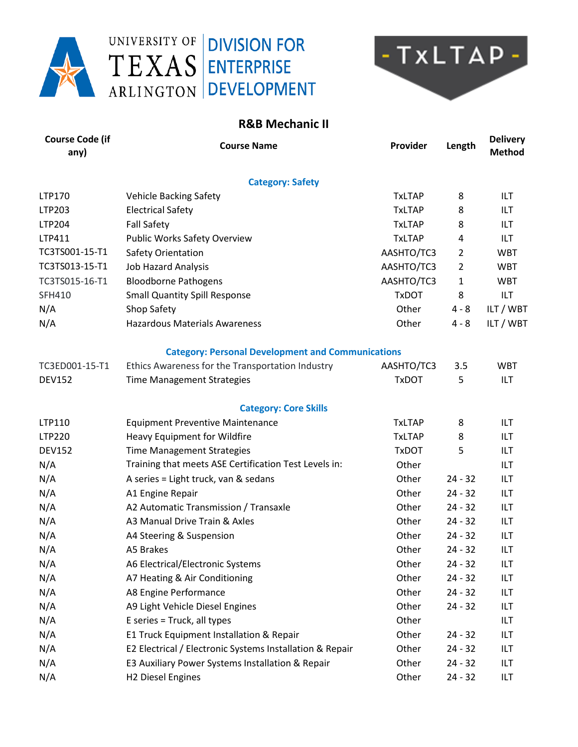UNIVERSITY OF TEXAS ARLINGTON | DIVISION FOR ENTERPRISE DEVELOPMENT

- TxLTAP -

## R&B Mechanic II

| Course Code (if any) | Course Name | Provider | Length | Delivery Method |
|---|---|---|---|---|
| | **Category: Safety** | | | |
| LTP170 | Vehicle Backing Safety | TxLTAP | 8 | ILT |
| LTP203 | Electrical Safety | TxLTAP | 8 | ILT |
| LTP204 | Fall Safety | TxLTAP | 8 | ILT |
| LTP411 | Public Works Safety Overview | TxLTAP | 4 | ILT |
| TC3TS001-15-T1 | Safety Orientation | AASHTO/TC3 | 2 | WBT |
| TC3TS013-15-T1 | Job Hazard Analysis | AASHTO/TC3 | 2 | WBT |
| TC3TS015-16-T1 | Bloodborne Pathogens | AASHTO/TC3 | 1 | WBT |
| SFH410 | Small Quantity Spill Response | TxDOT | 8 | ILT |
| N/A | Shop Safety | Other | 4 - 8 | ILT / WBT |
| N/A | Hazardous Materials Awareness | Other | 4 - 8 | ILT / WBT |
| | **Category: Personal Development and Communications** | | | |
| TC3ED001-15-T1 | Ethics Awareness for the Transportation Industry | AASHTO/TC3 | 3.5 | WBT |
| DEV152 | Time Management Strategies | TxDOT | 5 | ILT |
| | **Category: Core Skills** | | | |
| LTP110 | Equipment Preventive Maintenance | TxLTAP | 8 | ILT |
| LTP220 | Heavy Equipment for Wildfire | TxLTAP | 8 | ILT |
| DEV152 | Time Management Strategies | TxDOT | 5 | ILT |
| N/A | Training that meets ASE Certification Test Levels in: | Other | | ILT |
| N/A | A series = Light truck, van & sedans | Other | 24 - 32 | ILT |
| N/A | A1 Engine Repair | Other | 24 - 32 | ILT |
| N/A | A2 Automatic Transmission / Transaxle | Other | 24 - 32 | ILT |
| N/A | A3 Manual Drive Train & Axles | Other | 24 - 32 | ILT |
| N/A | A4 Steering & Suspension | Other | 24 - 32 | ILT |
| N/A | A5 Brakes | Other | 24 - 32 | ILT |
| N/A | A6 Electrical/Electronic Systems | Other | 24 - 32 | ILT |
| N/A | A7 Heating & Air Conditioning | Other | 24 - 32 | ILT |
| N/A | A8 Engine Performance | Other | 24 - 32 | ILT |
| N/A | A9 Light Vehicle Diesel Engines | Other | 24 - 32 | ILT |
| N/A | E series = Truck, all types | Other | | ILT |
| N/A | E1 Truck Equipment Installation & Repair | Other | 24 - 32 | ILT |
| N/A | E2 Electrical / Electronic Systems Installation & Repair | Other | 24 - 32 | ILT |
| N/A | E3 Auxiliary Power Systems Installation & Repair | Other | 24 - 32 | ILT |
| N/A | H2 Diesel Engines | Other | 24 - 32 | ILT |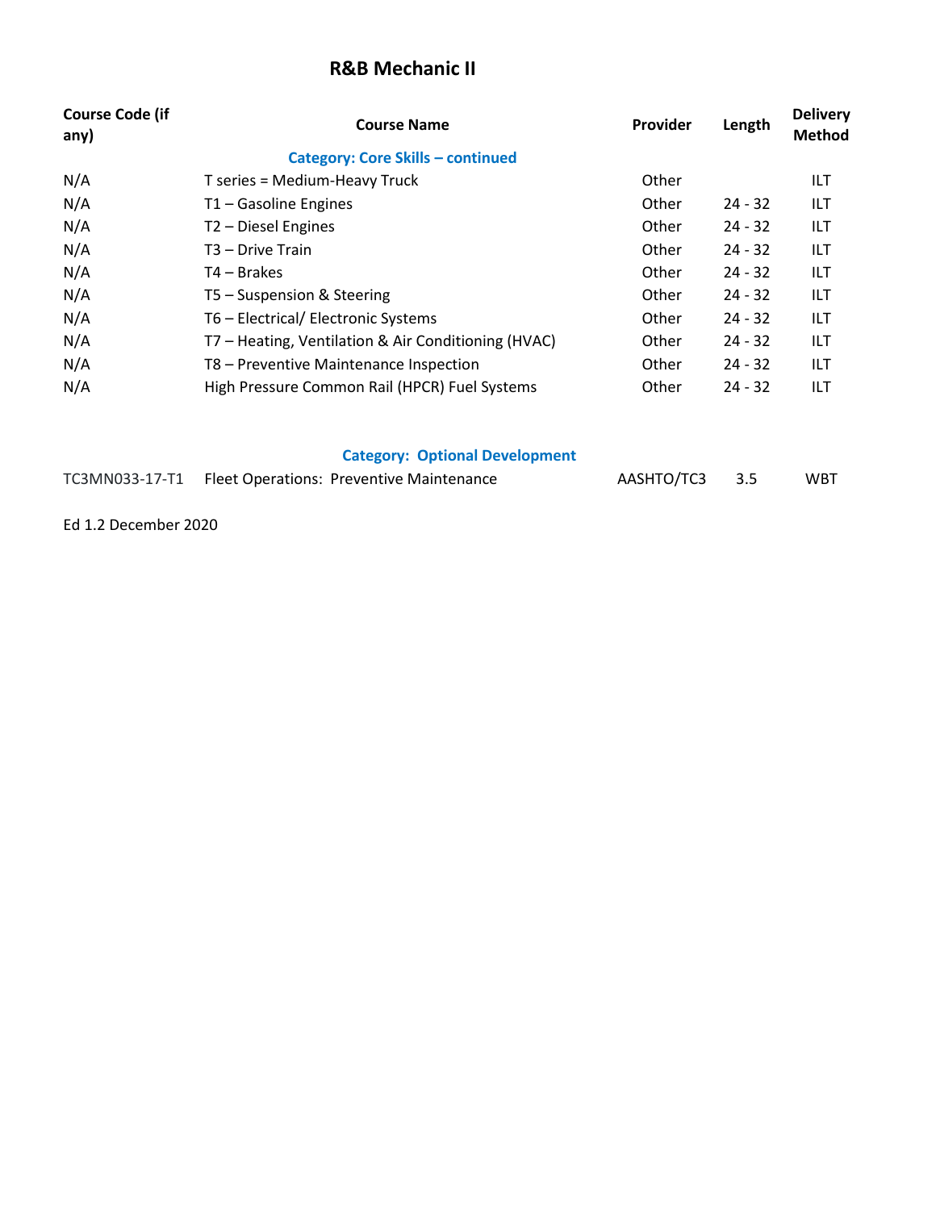# R&B Mechanic II

| Course Code (if any) | Course Name | Provider | Length | Delivery Method |
|---|---|---|---|---|
| | **Category: Core Skills – continued** | | | |
| N/A | T series = Medium-Heavy Truck | Other | | ILT |
| N/A | T1 – Gasoline Engines | Other | 24 - 32 | ILT |
| N/A | T2 – Diesel Engines | Other | 24 - 32 | ILT |
| N/A | T3 – Drive Train | Other | 24 - 32 | ILT |
| N/A | T4 – Brakes | Other | 24 - 32 | ILT |
| N/A | T5 – Suspension & Steering | Other | 24 - 32 | ILT |
| N/A | T6 – Electrical/ Electronic Systems | Other | 24 - 32 | ILT |
| N/A | T7 – Heating, Ventilation & Air Conditioning (HVAC) | Other | 24 - 32 | ILT |
| N/A | T8 – Preventive Maintenance Inspection | Other | 24 - 32 | ILT |
| N/A | High Pressure Common Rail (HPCR) Fuel Systems | Other | 24 - 32 | ILT |
| | **Category: Optional Development** | | | |
| TC3MN033-17-T1 | Fleet Operations: Preventive Maintenance | AASHTO/TC3 | 3.5 | WBT |

Ed 1.2 December 2020